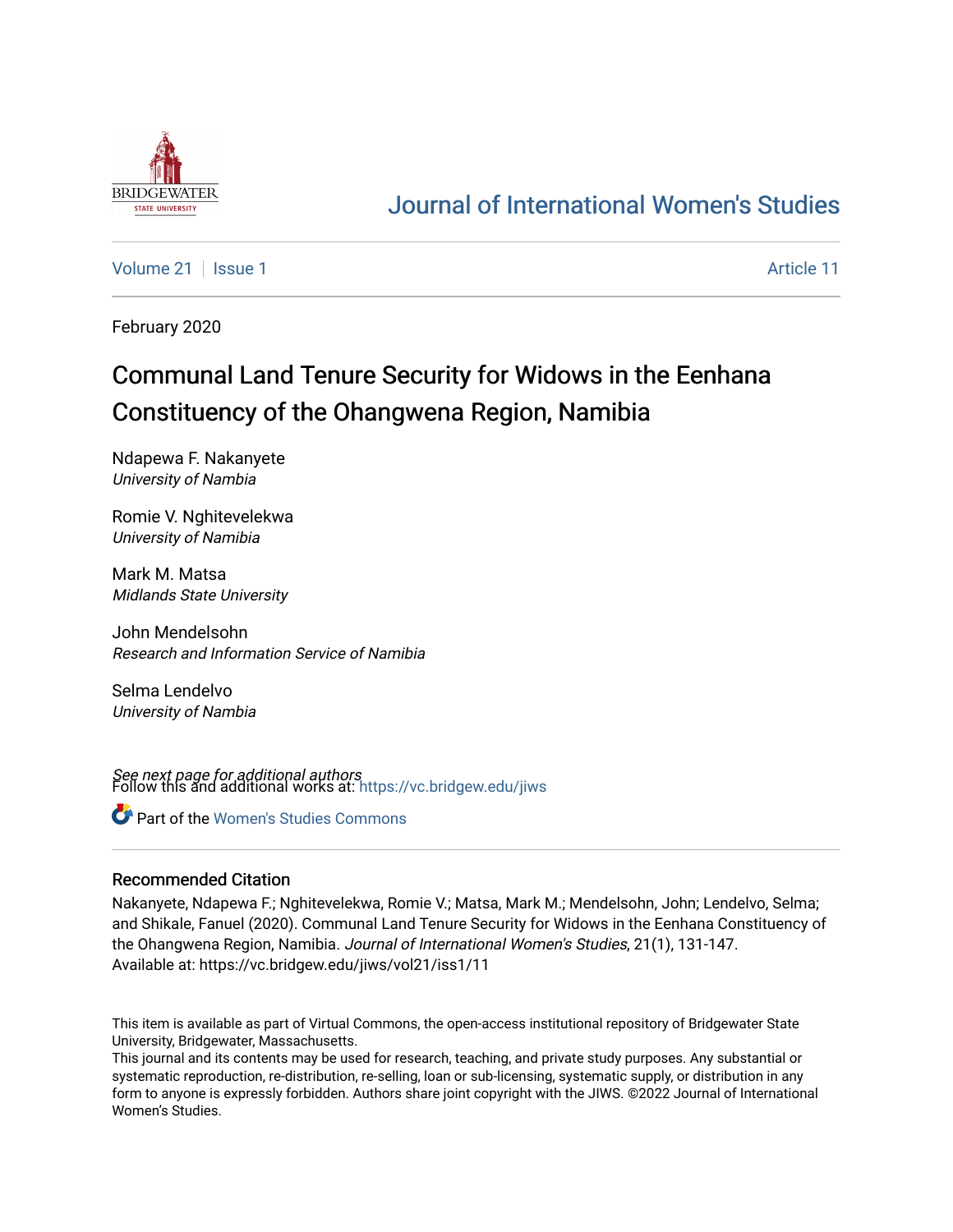# Journal of International Women's Studies

Volume 21 | Issue 1 | Article 11

February 2020

## Communal Land Tenure Security for Widows in the Eenhana Constituency of the Ohangwena Region, Namibia

Ndapewa F. Nakanyete
*University of Nambia*

Romie V. Nghitevelekwa
*University of Namibia*

Mark M. Matsa
*Midlands State University*

John Mendelsohn
*Research and Information Service of Namibia*

Selma Lendelvo
*University of Nambia*

*See next page for additional authors*

Follow this and additional works at: https://vc.bridgew.edu/jiws

Part of the Women's Studies Commons

### Recommended Citation

Nakanyete, Ndapewa F.; Nghitevelekwa, Romie V.; Matsa, Mark M.; Mendelsohn, John; Lendelvo, Selma; and Shikale, Fanuel (2020). Communal Land Tenure Security for Widows in the Eenhana Constituency of the Ohangwena Region, Namibia. *Journal of International Women's Studies*, 21(1), 131-147.
Available at: https://vc.bridgew.edu/jiws/vol21/iss1/11

This item is available as part of Virtual Commons, the open-access institutional repository of Bridgewater State University, Bridgewater, Massachusetts.
This journal and its contents may be used for research, teaching, and private study purposes. Any substantial or systematic reproduction, re-distribution, re-selling, loan or sub-licensing, systematic supply, or distribution in any form to anyone is expressly forbidden. Authors share joint copyright with the JIWS. ©2022 Journal of International Women's Studies.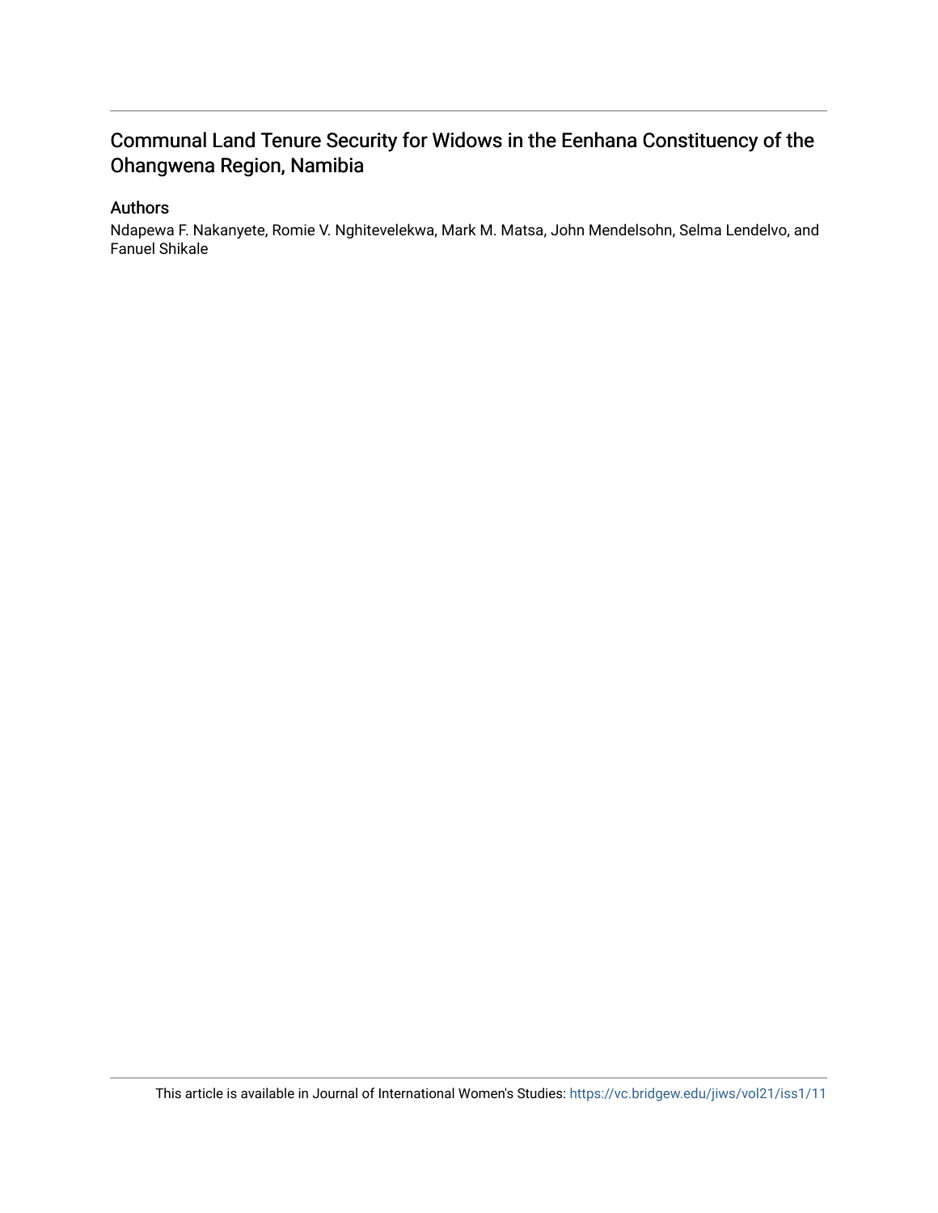# Communal Land Tenure Security for Widows in the Eenhana Constituency of the Ohangwena Region, Namibia

## Authors

Ndapewa F. Nakanyete, Romie V. Nghitevelekwa, Mark M. Matsa, John Mendelsohn, Selma Lendelvo, and Fanuel Shikale

This article is available in Journal of International Women's Studies: https://vc.bridgew.edu/jiws/vol21/iss1/11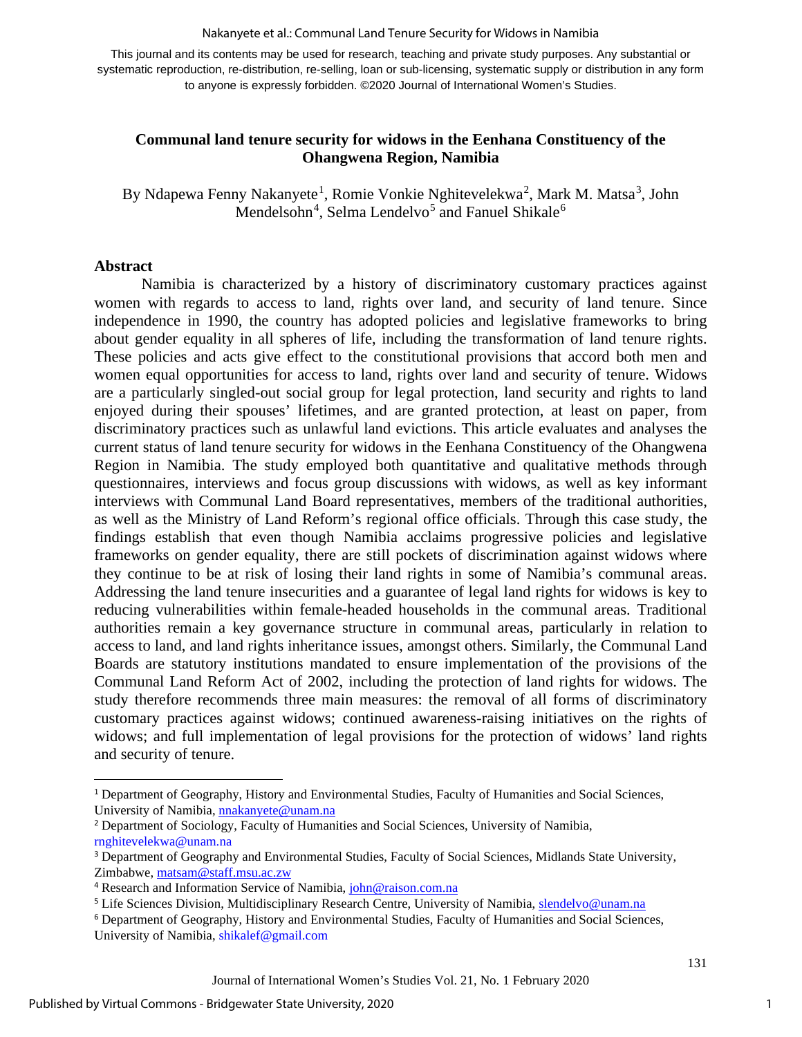This journal and its contents may be used for research, teaching and private study purposes. Any substantial or systematic reproduction, re-distribution, re-selling, loan or sub-licensing, systematic supply or distribution in any form to anyone is expressly forbidden. ©2020 Journal of International Women's Studies.

# Communal land tenure security for widows in the Eenhana Constituency of the Ohangwena Region, Namibia

By Ndapewa Fenny Nakanyete[1], Romie Vonkie Nghitevelekwa[2], Mark M. Matsa[3], John Mendelsohn[4], Selma Lendelvo[5] and Fanuel Shikale[6]

## Abstract

Namibia is characterized by a history of discriminatory customary practices against women with regards to access to land, rights over land, and security of land tenure. Since independence in 1990, the country has adopted policies and legislative frameworks to bring about gender equality in all spheres of life, including the transformation of land tenure rights. These policies and acts give effect to the constitutional provisions that accord both men and women equal opportunities for access to land, rights over land and security of tenure. Widows are a particularly singled-out social group for legal protection, land security and rights to land enjoyed during their spouses' lifetimes, and are granted protection, at least on paper, from discriminatory practices such as unlawful land evictions. This article evaluates and analyses the current status of land tenure security for widows in the Eenhana Constituency of the Ohangwena Region in Namibia. The study employed both quantitative and qualitative methods through questionnaires, interviews and focus group discussions with widows, as well as key informant interviews with Communal Land Board representatives, members of the traditional authorities, as well as the Ministry of Land Reform's regional office officials. Through this case study, the findings establish that even though Namibia acclaims progressive policies and legislative frameworks on gender equality, there are still pockets of discrimination against widows where they continue to be at risk of losing their land rights in some of Namibia's communal areas. Addressing the land tenure insecurities and a guarantee of legal land rights for widows is key to reducing vulnerabilities within female-headed households in the communal areas. Traditional authorities remain a key governance structure in communal areas, particularly in relation to access to land, and land rights inheritance issues, amongst others. Similarly, the Communal Land Boards are statutory institutions mandated to ensure implementation of the provisions of the Communal Land Reform Act of 2002, including the protection of land rights for widows. The study therefore recommends three main measures: the removal of all forms of discriminatory customary practices against widows; continued awareness-raising initiatives on the rights of widows; and full implementation of legal provisions for the protection of widows' land rights and security of tenure.

---

[1] Department of Geography, History and Environmental Studies, Faculty of Humanities and Social Sciences, University of Namibia, nnakanyete@unam.na

[2] Department of Sociology, Faculty of Humanities and Social Sciences, University of Namibia, rnghitevelekwa@unam.na

[3] Department of Geography and Environmental Studies, Faculty of Social Sciences, Midlands State University, Zimbabwe, matsam@staff.msu.ac.zw

[4] Research and Information Service of Namibia, john@raison.com.na

[5] Life Sciences Division, Multidisciplinary Research Centre, University of Namibia, slendelvo@unam.na

[6] Department of Geography, History and Environmental Studies, Faculty of Humanities and Social Sciences, University of Namibia, shikalef@gmail.com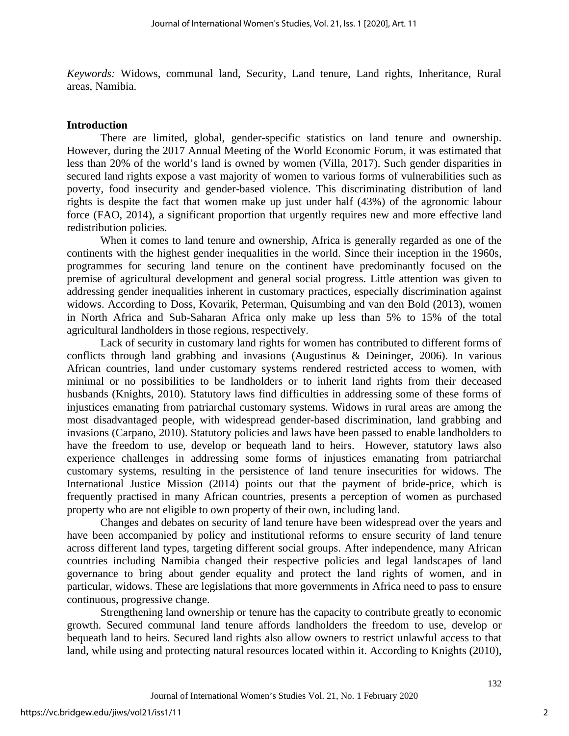*Keywords:* Widows, communal land, Security, Land tenure, Land rights, Inheritance, Rural areas, Namibia.

## Introduction

There are limited, global, gender-specific statistics on land tenure and ownership. However, during the 2017 Annual Meeting of the World Economic Forum, it was estimated that less than 20% of the world's land is owned by women (Villa, 2017). Such gender disparities in secured land rights expose a vast majority of women to various forms of vulnerabilities such as poverty, food insecurity and gender-based violence. This discriminating distribution of land rights is despite the fact that women make up just under half (43%) of the agronomic labour force (FAO, 2014), a significant proportion that urgently requires new and more effective land redistribution policies.

When it comes to land tenure and ownership, Africa is generally regarded as one of the continents with the highest gender inequalities in the world. Since their inception in the 1960s, programmes for securing land tenure on the continent have predominantly focused on the premise of agricultural development and general social progress. Little attention was given to addressing gender inequalities inherent in customary practices, especially discrimination against widows. According to Doss, Kovarik, Peterman, Quisumbing and van den Bold (2013), women in North Africa and Sub-Saharan Africa only make up less than 5% to 15% of the total agricultural landholders in those regions, respectively.

Lack of security in customary land rights for women has contributed to different forms of conflicts through land grabbing and invasions (Augustinus & Deininger, 2006). In various African countries, land under customary systems rendered restricted access to women, with minimal or no possibilities to be landholders or to inherit land rights from their deceased husbands (Knights, 2010). Statutory laws find difficulties in addressing some of these forms of injustices emanating from patriarchal customary systems. Widows in rural areas are among the most disadvantaged people, with widespread gender-based discrimination, land grabbing and invasions (Carpano, 2010). Statutory policies and laws have been passed to enable landholders to have the freedom to use, develop or bequeath land to heirs. However, statutory laws also experience challenges in addressing some forms of injustices emanating from patriarchal customary systems, resulting in the persistence of land tenure insecurities for widows. The International Justice Mission (2014) points out that the payment of bride-price, which is frequently practised in many African countries, presents a perception of women as purchased property who are not eligible to own property of their own, including land.

Changes and debates on security of land tenure have been widespread over the years and have been accompanied by policy and institutional reforms to ensure security of land tenure across different land types, targeting different social groups. After independence, many African countries including Namibia changed their respective policies and legal landscapes of land governance to bring about gender equality and protect the land rights of women, and in particular, widows. These are legislations that more governments in Africa need to pass to ensure continuous, progressive change.

Strengthening land ownership or tenure has the capacity to contribute greatly to economic growth. Secured communal land tenure affords landholders the freedom to use, develop or bequeath land to heirs. Secured land rights also allow owners to restrict unlawful access to that land, while using and protecting natural resources located within it. According to Knights (2010),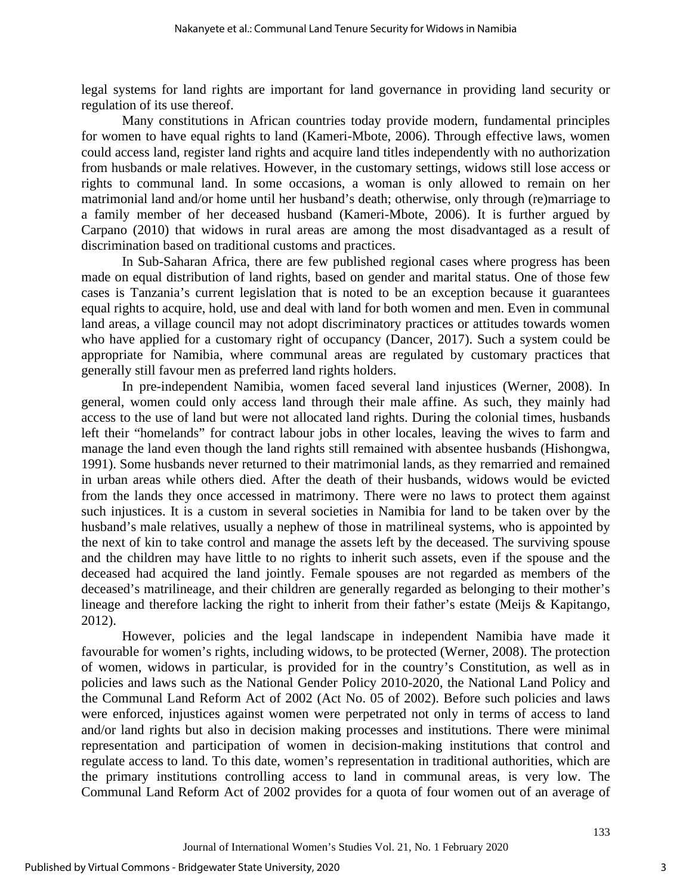legal systems for land rights are important for land governance in providing land security or regulation of its use thereof.

Many constitutions in African countries today provide modern, fundamental principles for women to have equal rights to land (Kameri-Mbote, 2006). Through effective laws, women could access land, register land rights and acquire land titles independently with no authorization from husbands or male relatives. However, in the customary settings, widows still lose access or rights to communal land. In some occasions, a woman is only allowed to remain on her matrimonial land and/or home until her husband's death; otherwise, only through (re)marriage to a family member of her deceased husband (Kameri-Mbote, 2006). It is further argued by Carpano (2010) that widows in rural areas are among the most disadvantaged as a result of discrimination based on traditional customs and practices.

In Sub-Saharan Africa, there are few published regional cases where progress has been made on equal distribution of land rights, based on gender and marital status. One of those few cases is Tanzania's current legislation that is noted to be an exception because it guarantees equal rights to acquire, hold, use and deal with land for both women and men. Even in communal land areas, a village council may not adopt discriminatory practices or attitudes towards women who have applied for a customary right of occupancy (Dancer, 2017). Such a system could be appropriate for Namibia, where communal areas are regulated by customary practices that generally still favour men as preferred land rights holders.

In pre-independent Namibia, women faced several land injustices (Werner, 2008). In general, women could only access land through their male affine. As such, they mainly had access to the use of land but were not allocated land rights. During the colonial times, husbands left their "homelands" for contract labour jobs in other locales, leaving the wives to farm and manage the land even though the land rights still remained with absentee husbands (Hishongwa, 1991). Some husbands never returned to their matrimonial lands, as they remarried and remained in urban areas while others died. After the death of their husbands, widows would be evicted from the lands they once accessed in matrimony. There were no laws to protect them against such injustices. It is a custom in several societies in Namibia for land to be taken over by the husband's male relatives, usually a nephew of those in matrilineal systems, who is appointed by the next of kin to take control and manage the assets left by the deceased. The surviving spouse and the children may have little to no rights to inherit such assets, even if the spouse and the deceased had acquired the land jointly. Female spouses are not regarded as members of the deceased's matrilineage, and their children are generally regarded as belonging to their mother's lineage and therefore lacking the right to inherit from their father's estate (Meijs & Kapitango, 2012).

However, policies and the legal landscape in independent Namibia have made it favourable for women's rights, including widows, to be protected (Werner, 2008). The protection of women, widows in particular, is provided for in the country's Constitution, as well as in policies and laws such as the National Gender Policy 2010-2020, the National Land Policy and the Communal Land Reform Act of 2002 (Act No. 05 of 2002). Before such policies and laws were enforced, injustices against women were perpetrated not only in terms of access to land and/or land rights but also in decision making processes and institutions. There were minimal representation and participation of women in decision-making institutions that control and regulate access to land. To this date, women's representation in traditional authorities, which are the primary institutions controlling access to land in communal areas, is very low. The Communal Land Reform Act of 2002 provides for a quota of four women out of an average of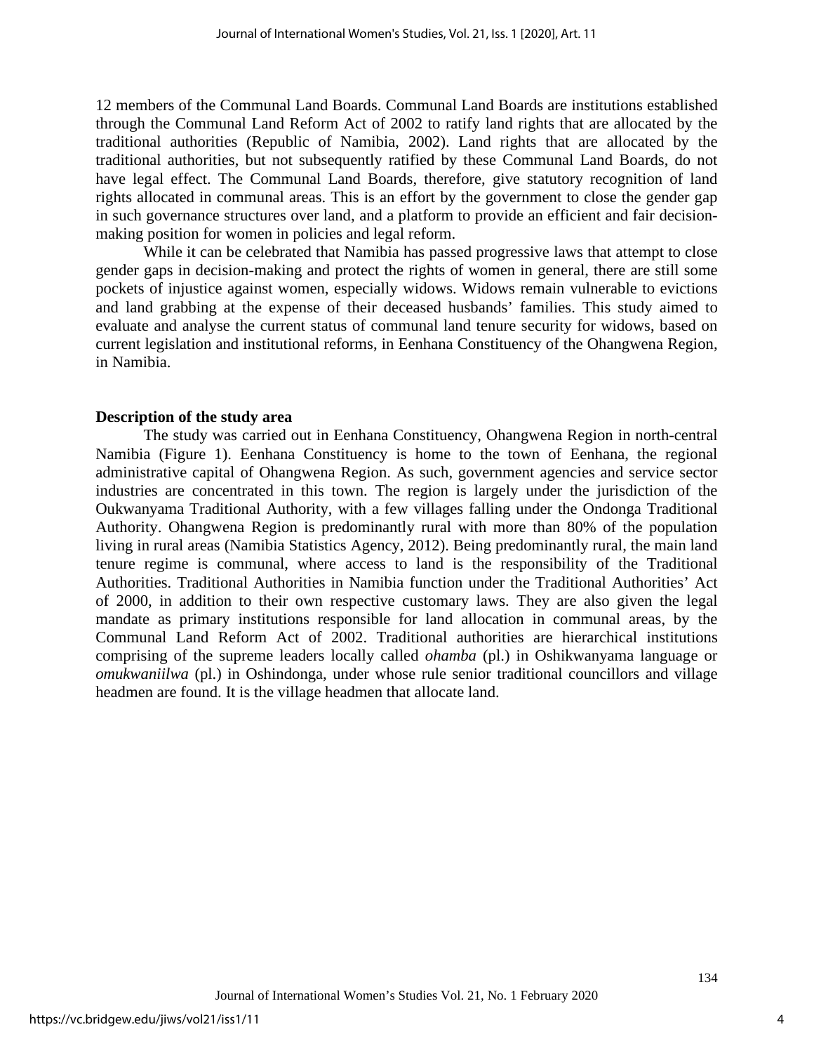12 members of the Communal Land Boards. Communal Land Boards are institutions established through the Communal Land Reform Act of 2002 to ratify land rights that are allocated by the traditional authorities (Republic of Namibia, 2002). Land rights that are allocated by the traditional authorities, but not subsequently ratified by these Communal Land Boards, do not have legal effect. The Communal Land Boards, therefore, give statutory recognition of land rights allocated in communal areas. This is an effort by the government to close the gender gap in such governance structures over land, and a platform to provide an efficient and fair decision-making position for women in policies and legal reform.

While it can be celebrated that Namibia has passed progressive laws that attempt to close gender gaps in decision-making and protect the rights of women in general, there are still some pockets of injustice against women, especially widows. Widows remain vulnerable to evictions and land grabbing at the expense of their deceased husbands' families. This study aimed to evaluate and analyse the current status of communal land tenure security for widows, based on current legislation and institutional reforms, in Eenhana Constituency of the Ohangwena Region, in Namibia.

### Description of the study area

The study was carried out in Eenhana Constituency, Ohangwena Region in north-central Namibia (Figure 1). Eenhana Constituency is home to the town of Eenhana, the regional administrative capital of Ohangwena Region. As such, government agencies and service sector industries are concentrated in this town. The region is largely under the jurisdiction of the Oukwanyama Traditional Authority, with a few villages falling under the Ondonga Traditional Authority. Ohangwena Region is predominantly rural with more than 80% of the population living in rural areas (Namibia Statistics Agency, 2012). Being predominantly rural, the main land tenure regime is communal, where access to land is the responsibility of the Traditional Authorities. Traditional Authorities in Namibia function under the Traditional Authorities' Act of 2000, in addition to their own respective customary laws. They are also given the legal mandate as primary institutions responsible for land allocation in communal areas, by the Communal Land Reform Act of 2002. Traditional authorities are hierarchical institutions comprising of the supreme leaders locally called *ohamba* (pl.) in Oshikwanyama language or *omukwaniilwa* (pl.) in Oshindonga, under whose rule senior traditional councillors and village headmen are found. It is the village headmen that allocate land.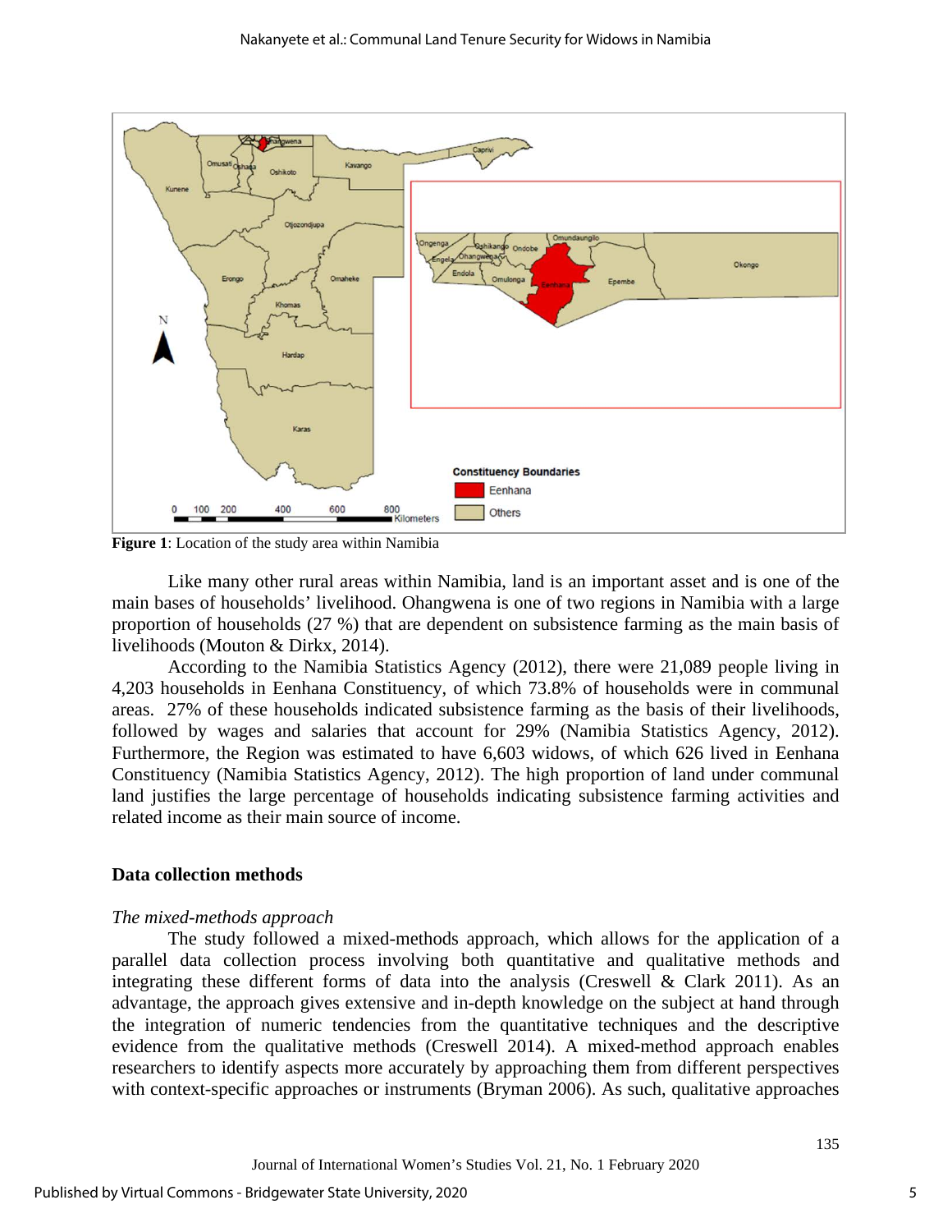**Figure 1**: Location of the study area within Namibia

Like many other rural areas within Namibia, land is an important asset and is one of the main bases of households' livelihood. Ohangwena is one of two regions in Namibia with a large proportion of households (27 %) that are dependent on subsistence farming as the main basis of livelihoods (Mouton & Dirkx, 2014).

According to the Namibia Statistics Agency (2012), there were 21,089 people living in 4,203 households in Eenhana Constituency, of which 73.8% of households were in communal areas. 27% of these households indicated subsistence farming as the basis of their livelihoods, followed by wages and salaries that account for 29% (Namibia Statistics Agency, 2012). Furthermore, the Region was estimated to have 6,603 widows, of which 626 lived in Eenhana Constituency (Namibia Statistics Agency, 2012). The high proportion of land under communal land justifies the large percentage of households indicating subsistence farming activities and related income as their main source of income.

## Data collection methods

### *The mixed-methods approach*

The study followed a mixed-methods approach, which allows for the application of a parallel data collection process involving both quantitative and qualitative methods and integrating these different forms of data into the analysis (Creswell & Clark 2011). As an advantage, the approach gives extensive and in-depth knowledge on the subject at hand through the integration of numeric tendencies from the quantitative techniques and the descriptive evidence from the qualitative methods (Creswell 2014). A mixed-method approach enables researchers to identify aspects more accurately by approaching them from different perspectives with context-specific approaches or instruments (Bryman 2006). As such, qualitative approaches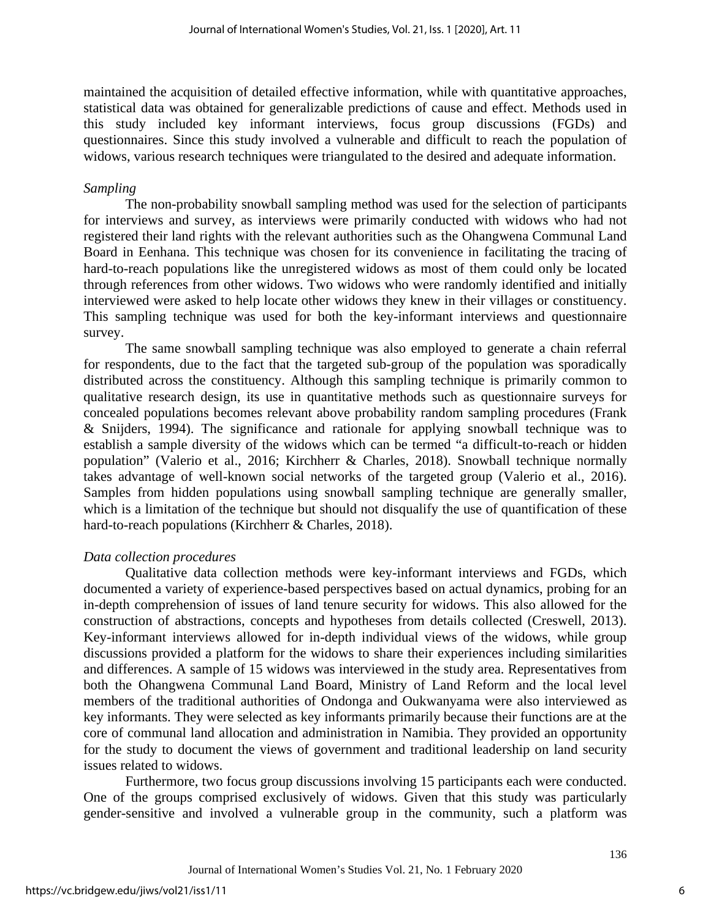maintained the acquisition of detailed effective information, while with quantitative approaches, statistical data was obtained for generalizable predictions of cause and effect. Methods used in this study included key informant interviews, focus group discussions (FGDs) and questionnaires. Since this study involved a vulnerable and difficult to reach the population of widows, various research techniques were triangulated to the desired and adequate information.

*Sampling*

The non-probability snowball sampling method was used for the selection of participants for interviews and survey, as interviews were primarily conducted with widows who had not registered their land rights with the relevant authorities such as the Ohangwena Communal Land Board in Eenhana. This technique was chosen for its convenience in facilitating the tracing of hard-to-reach populations like the unregistered widows as most of them could only be located through references from other widows. Two widows who were randomly identified and initially interviewed were asked to help locate other widows they knew in their villages or constituency. This sampling technique was used for both the key-informant interviews and questionnaire survey.

The same snowball sampling technique was also employed to generate a chain referral for respondents, due to the fact that the targeted sub-group of the population was sporadically distributed across the constituency. Although this sampling technique is primarily common to qualitative research design, its use in quantitative methods such as questionnaire surveys for concealed populations becomes relevant above probability random sampling procedures (Frank & Snijders, 1994). The significance and rationale for applying snowball technique was to establish a sample diversity of the widows which can be termed "a difficult-to-reach or hidden population" (Valerio et al., 2016; Kirchherr & Charles, 2018). Snowball technique normally takes advantage of well-known social networks of the targeted group (Valerio et al., 2016). Samples from hidden populations using snowball sampling technique are generally smaller, which is a limitation of the technique but should not disqualify the use of quantification of these hard-to-reach populations (Kirchherr & Charles, 2018).

*Data collection procedures*

Qualitative data collection methods were key-informant interviews and FGDs, which documented a variety of experience-based perspectives based on actual dynamics, probing for an in-depth comprehension of issues of land tenure security for widows. This also allowed for the construction of abstractions, concepts and hypotheses from details collected (Creswell, 2013). Key-informant interviews allowed for in-depth individual views of the widows, while group discussions provided a platform for the widows to share their experiences including similarities and differences. A sample of 15 widows was interviewed in the study area. Representatives from both the Ohangwena Communal Land Board, Ministry of Land Reform and the local level members of the traditional authorities of Ondonga and Oukwanyama were also interviewed as key informants. They were selected as key informants primarily because their functions are at the core of communal land allocation and administration in Namibia. They provided an opportunity for the study to document the views of government and traditional leadership on land security issues related to widows.

Furthermore, two focus group discussions involving 15 participants each were conducted. One of the groups comprised exclusively of widows. Given that this study was particularly gender-sensitive and involved a vulnerable group in the community, such a platform was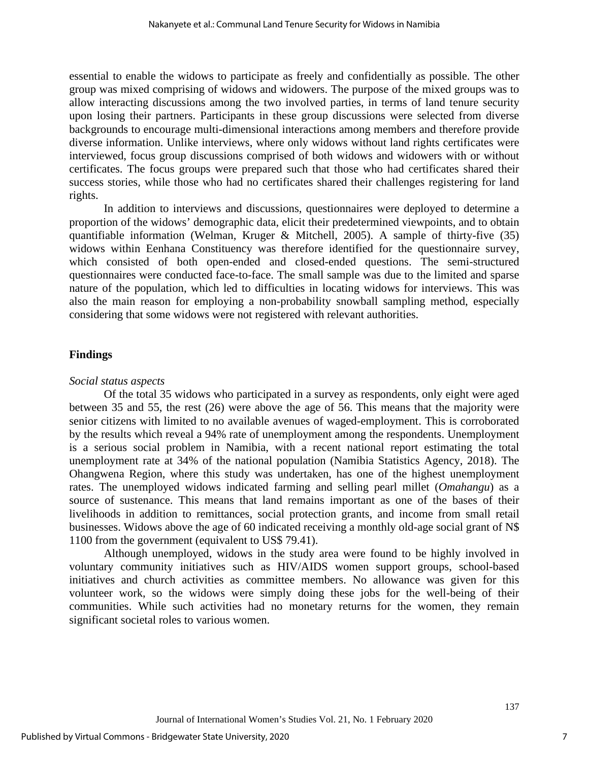essential to enable the widows to participate as freely and confidentially as possible. The other group was mixed comprising of widows and widowers. The purpose of the mixed groups was to allow interacting discussions among the two involved parties, in terms of land tenure security upon losing their partners. Participants in these group discussions were selected from diverse backgrounds to encourage multi-dimensional interactions among members and therefore provide diverse information. Unlike interviews, where only widows without land rights certificates were interviewed, focus group discussions comprised of both widows and widowers with or without certificates. The focus groups were prepared such that those who had certificates shared their success stories, while those who had no certificates shared their challenges registering for land rights.

In addition to interviews and discussions, questionnaires were deployed to determine a proportion of the widows' demographic data, elicit their predetermined viewpoints, and to obtain quantifiable information (Welman, Kruger & Mitchell, 2005). A sample of thirty-five (35) widows within Eenhana Constituency was therefore identified for the questionnaire survey, which consisted of both open-ended and closed-ended questions. The semi-structured questionnaires were conducted face-to-face. The small sample was due to the limited and sparse nature of the population, which led to difficulties in locating widows for interviews. This was also the main reason for employing a non-probability snowball sampling method, especially considering that some widows were not registered with relevant authorities.

## Findings

*Social status aspects*

Of the total 35 widows who participated in a survey as respondents, only eight were aged between 35 and 55, the rest (26) were above the age of 56. This means that the majority were senior citizens with limited to no available avenues of waged-employment. This is corroborated by the results which reveal a 94% rate of unemployment among the respondents. Unemployment is a serious social problem in Namibia, with a recent national report estimating the total unemployment rate at 34% of the national population (Namibia Statistics Agency, 2018). The Ohangwena Region, where this study was undertaken, has one of the highest unemployment rates. The unemployed widows indicated farming and selling pearl millet (*Omahangu*) as a source of sustenance. This means that land remains important as one of the bases of their livelihoods in addition to remittances, social protection grants, and income from small retail businesses. Widows above the age of 60 indicated receiving a monthly old-age social grant of N$ 1100 from the government (equivalent to US$ 79.41).

Although unemployed, widows in the study area were found to be highly involved in voluntary community initiatives such as HIV/AIDS women support groups, school-based initiatives and church activities as committee members. No allowance was given for this volunteer work, so the widows were simply doing these jobs for the well-being of their communities. While such activities had no monetary returns for the women, they remain significant societal roles to various women.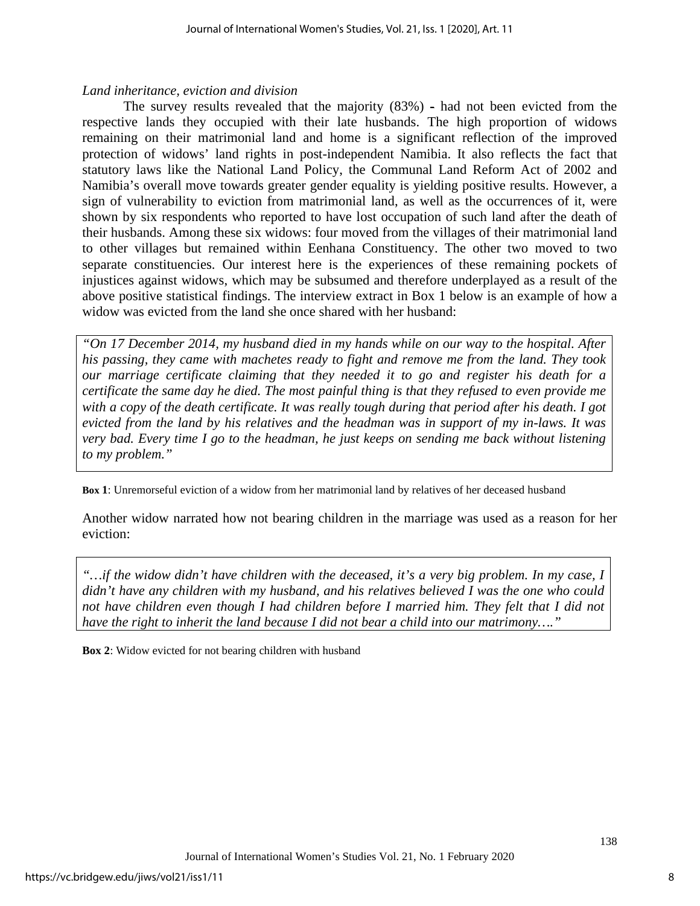*Land inheritance, eviction and division*

The survey results revealed that the majority (83%) - had not been evicted from the respective lands they occupied with their late husbands. The high proportion of widows remaining on their matrimonial land and home is a significant reflection of the improved protection of widows' land rights in post-independent Namibia. It also reflects the fact that statutory laws like the National Land Policy, the Communal Land Reform Act of 2002 and Namibia's overall move towards greater gender equality is yielding positive results. However, a sign of vulnerability to eviction from matrimonial land, as well as the occurrences of it, were shown by six respondents who reported to have lost occupation of such land after the death of their husbands. Among these six widows: four moved from the villages of their matrimonial land to other villages but remained within Eenhana Constituency. The other two moved to two separate constituencies. Our interest here is the experiences of these remaining pockets of injustices against widows, which may be subsumed and therefore underplayed as a result of the above positive statistical findings. The interview extract in Box 1 below is an example of how a widow was evicted from the land she once shared with her husband:

> *"On 17 December 2014, my husband died in my hands while on our way to the hospital. After his passing, they came with machetes ready to fight and remove me from the land. They took our marriage certificate claiming that they needed it to go and register his death for a certificate the same day he died. The most painful thing is that they refused to even provide me with a copy of the death certificate. It was really tough during that period after his death. I got evicted from the land by his relatives and the headman was in support of my in-laws. It was very bad. Every time I go to the headman, he just keeps on sending me back without listening to my problem."*

**Box 1**: Unremorseful eviction of a widow from her matrimonial land by relatives of her deceased husband

Another widow narrated how not bearing children in the marriage was used as a reason for her eviction:

> *"…if the widow didn't have children with the deceased, it's a very big problem. In my case, I didn't have any children with my husband, and his relatives believed I was the one who could not have children even though I had children before I married him. They felt that I did not have the right to inherit the land because I did not bear a child into our matrimony…."*

**Box 2**: Widow evicted for not bearing children with husband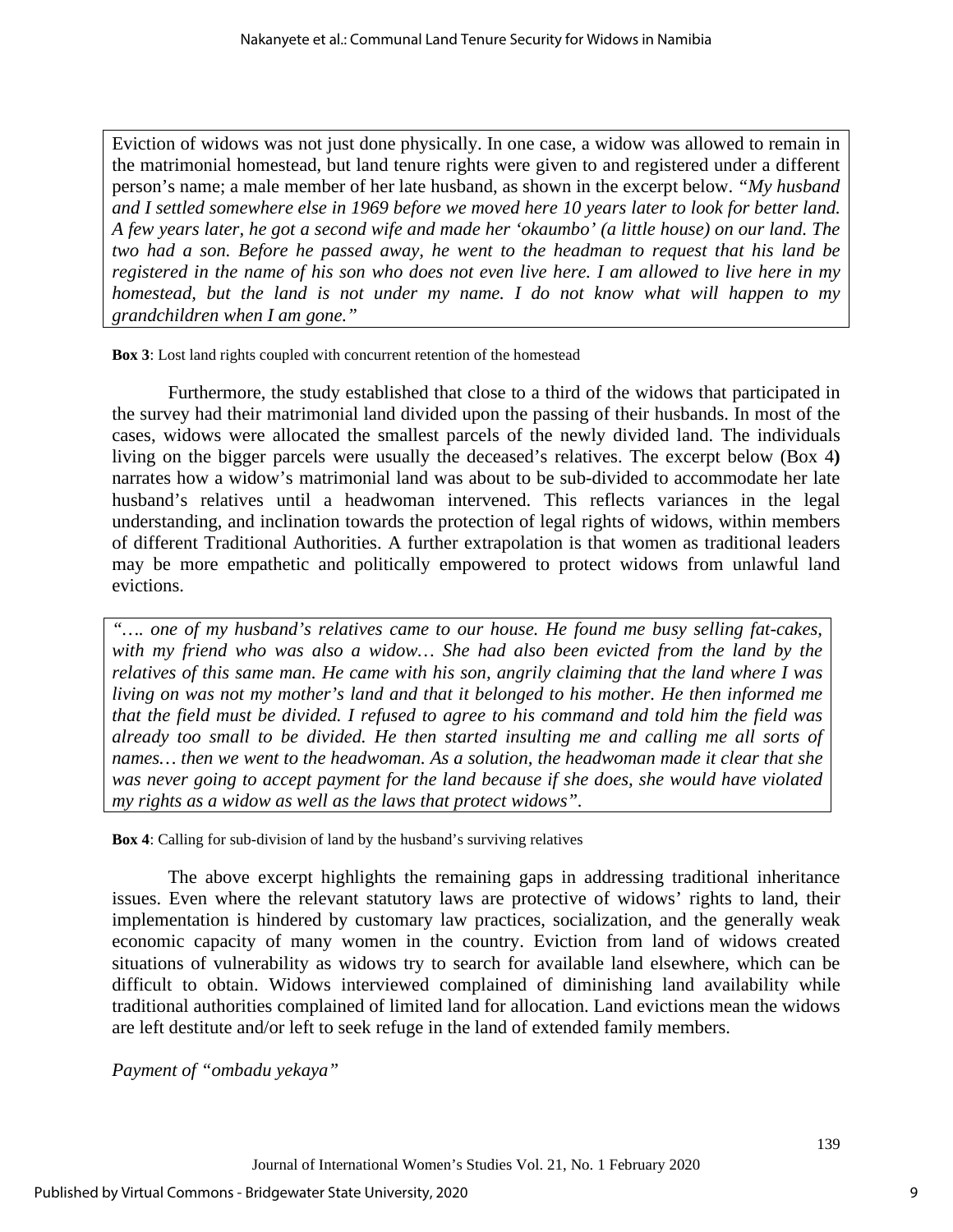Eviction of widows was not just done physically. In one case, a widow was allowed to remain in the matrimonial homestead, but land tenure rights were given to and registered under a different person's name; a male member of her late husband, as shown in the excerpt below. *"My husband and I settled somewhere else in 1969 before we moved here 10 years later to look for better land. A few years later, he got a second wife and made her 'okaumbo' (a little house) on our land. The two had a son. Before he passed away, he went to the headman to request that his land be registered in the name of his son who does not even live here. I am allowed to live here in my homestead, but the land is not under my name. I do not know what will happen to my grandchildren when I am gone."*

**Box 3**: Lost land rights coupled with concurrent retention of the homestead

Furthermore, the study established that close to a third of the widows that participated in the survey had their matrimonial land divided upon the passing of their husbands. In most of the cases, widows were allocated the smallest parcels of the newly divided land. The individuals living on the bigger parcels were usually the deceased's relatives. The excerpt below (Box 4**)** narrates how a widow's matrimonial land was about to be sub-divided to accommodate her late husband's relatives until a headwoman intervened. This reflects variances in the legal understanding, and inclination towards the protection of legal rights of widows, within members of different Traditional Authorities. A further extrapolation is that women as traditional leaders may be more empathetic and politically empowered to protect widows from unlawful land evictions.

*"…. one of my husband's relatives came to our house. He found me busy selling fat-cakes, with my friend who was also a widow… She had also been evicted from the land by the relatives of this same man. He came with his son, angrily claiming that the land where I was living on was not my mother's land and that it belonged to his mother. He then informed me that the field must be divided. I refused to agree to his command and told him the field was already too small to be divided. He then started insulting me and calling me all sorts of names… then we went to the headwoman. As a solution, the headwoman made it clear that she was never going to accept payment for the land because if she does, she would have violated my rights as a widow as well as the laws that protect widows".*

**Box 4**: Calling for sub-division of land by the husband's surviving relatives

The above excerpt highlights the remaining gaps in addressing traditional inheritance issues. Even where the relevant statutory laws are protective of widows' rights to land, their implementation is hindered by customary law practices, socialization, and the generally weak economic capacity of many women in the country. Eviction from land of widows created situations of vulnerability as widows try to search for available land elsewhere, which can be difficult to obtain. Widows interviewed complained of diminishing land availability while traditional authorities complained of limited land for allocation. Land evictions mean the widows are left destitute and/or left to seek refuge in the land of extended family members.

*Payment of "ombadu yekaya"*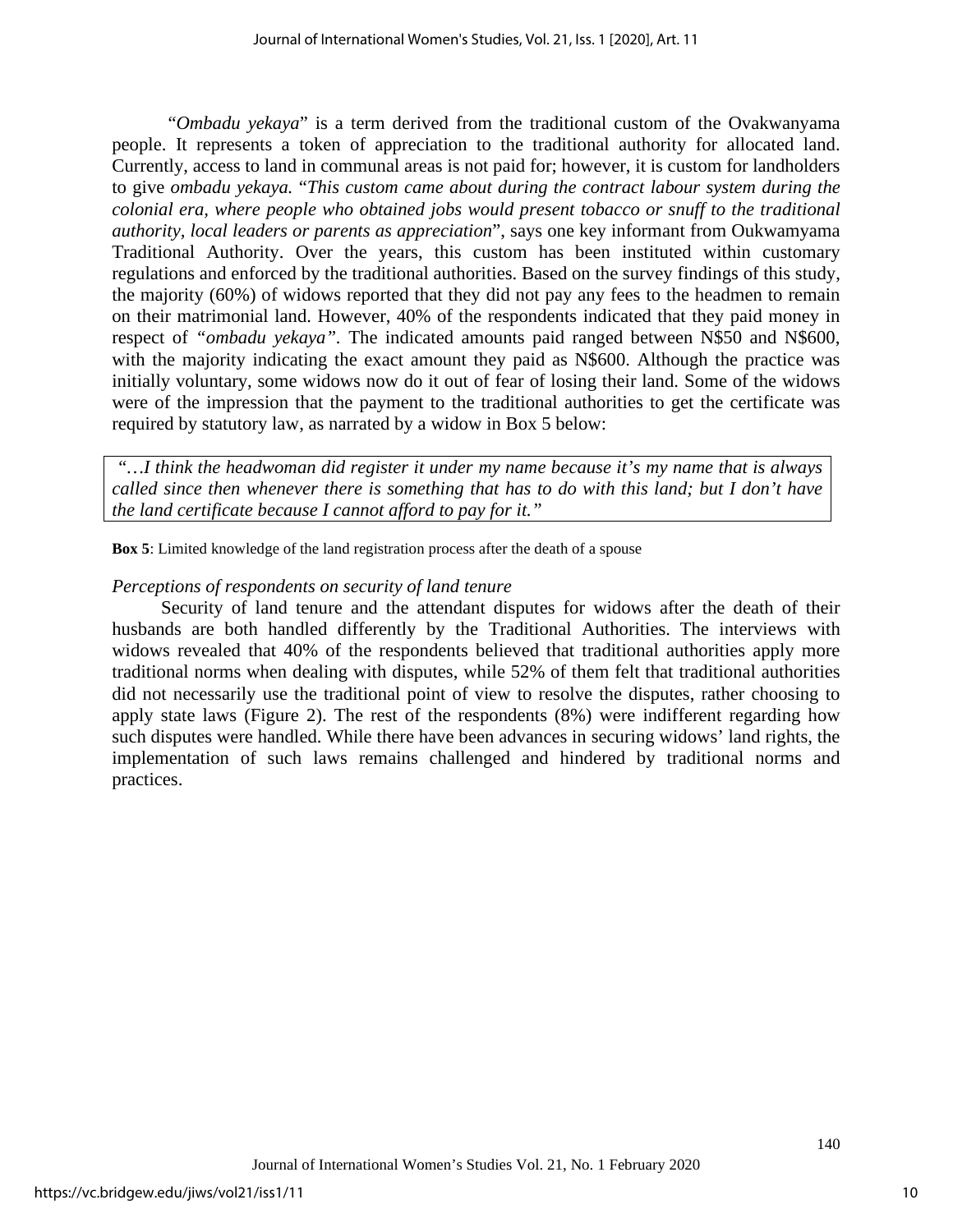"*Ombadu yekaya*" is a term derived from the traditional custom of the Ovakwanyama people. It represents a token of appreciation to the traditional authority for allocated land. Currently, access to land in communal areas is not paid for; however, it is custom for landholders to give *ombadu yekaya.* "*This custom came about during the contract labour system during the colonial era, where people who obtained jobs would present tobacco or snuff to the traditional authority, local leaders or parents as appreciation*", says one key informant from Oukwamyama Traditional Authority. Over the years, this custom has been instituted within customary regulations and enforced by the traditional authorities. Based on the survey findings of this study, the majority (60%) of widows reported that they did not pay any fees to the headmen to remain on their matrimonial land. However, 40% of the respondents indicated that they paid money in respect of *"ombadu yekaya"*. The indicated amounts paid ranged between N$50 and N$600, with the majority indicating the exact amount they paid as N$600. Although the practice was initially voluntary, some widows now do it out of fear of losing their land. Some of the widows were of the impression that the payment to the traditional authorities to get the certificate was required by statutory law, as narrated by a widow in Box 5 below:

> *"…I think the headwoman did register it under my name because it's my name that is always called since then whenever there is something that has to do with this land; but I don't have the land certificate because I cannot afford to pay for it."*

**Box 5**: Limited knowledge of the land registration process after the death of a spouse

*Perceptions of respondents on security of land tenure*

Security of land tenure and the attendant disputes for widows after the death of their husbands are both handled differently by the Traditional Authorities. The interviews with widows revealed that 40% of the respondents believed that traditional authorities apply more traditional norms when dealing with disputes, while 52% of them felt that traditional authorities did not necessarily use the traditional point of view to resolve the disputes, rather choosing to apply state laws (Figure 2). The rest of the respondents (8%) were indifferent regarding how such disputes were handled. While there have been advances in securing widows' land rights, the implementation of such laws remains challenged and hindered by traditional norms and practices.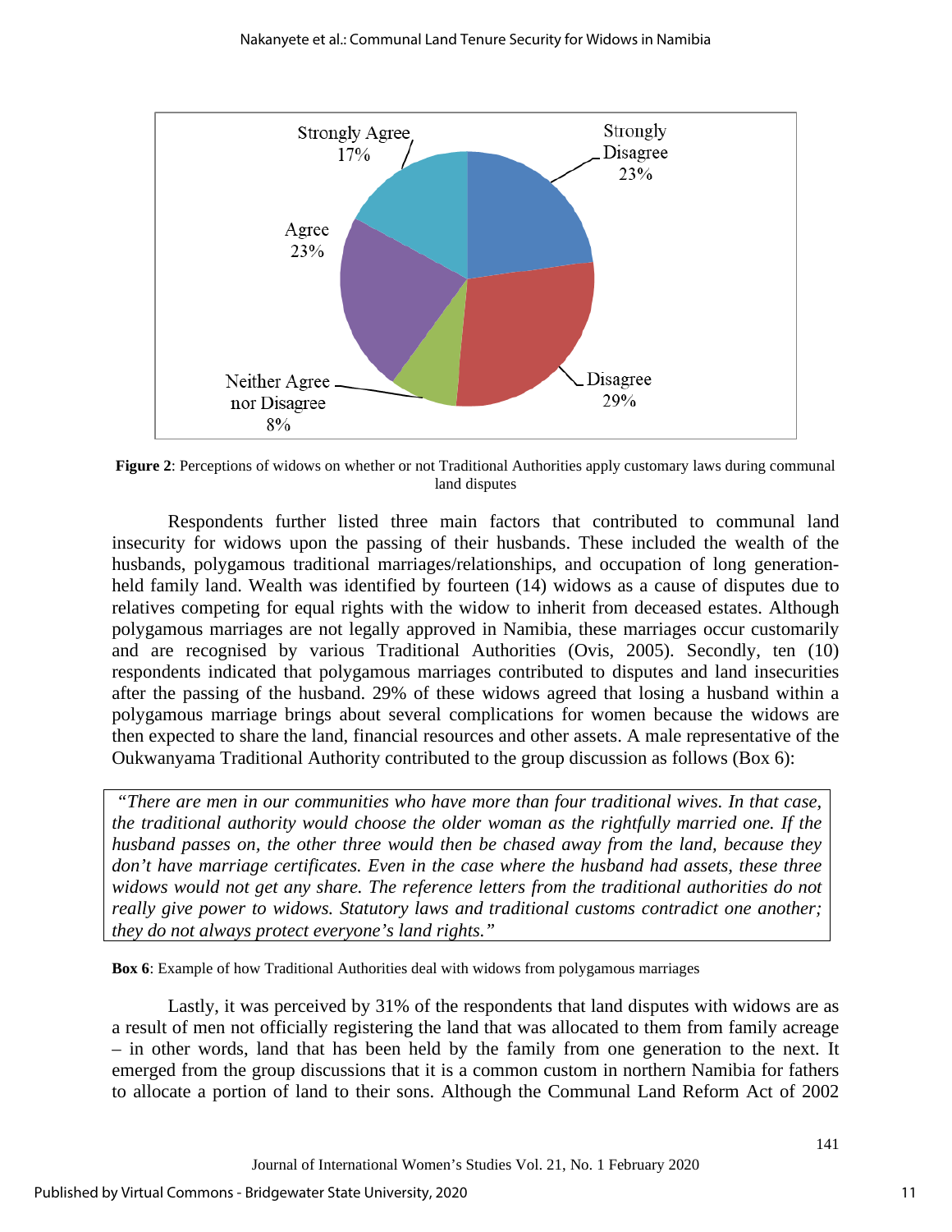**Figure 2**: Perceptions of widows on whether or not Traditional Authorities apply customary laws during communal land disputes

Respondents further listed three main factors that contributed to communal land insecurity for widows upon the passing of their husbands. These included the wealth of the husbands, polygamous traditional marriages/relationships, and occupation of long generation-held family land. Wealth was identified by fourteen (14) widows as a cause of disputes due to relatives competing for equal rights with the widow to inherit from deceased estates. Although polygamous marriages are not legally approved in Namibia, these marriages occur customarily and are recognised by various Traditional Authorities (Ovis, 2005). Secondly, ten (10) respondents indicated that polygamous marriages contributed to disputes and land insecurities after the passing of the husband. 29% of these widows agreed that losing a husband within a polygamous marriage brings about several complications for women because the widows are then expected to share the land, financial resources and other assets. A male representative of the Oukwanyama Traditional Authority contributed to the group discussion as follows (Box 6):

> *"There are men in our communities who have more than four traditional wives. In that case, the traditional authority would choose the older woman as the rightfully married one. If the husband passes on, the other three would then be chased away from the land, because they don't have marriage certificates. Even in the case where the husband had assets, these three widows would not get any share. The reference letters from the traditional authorities do not really give power to widows. Statutory laws and traditional customs contradict one another; they do not always protect everyone's land rights."*

**Box 6**: Example of how Traditional Authorities deal with widows from polygamous marriages

Lastly, it was perceived by 31% of the respondents that land disputes with widows are as a result of men not officially registering the land that was allocated to them from family acreage – in other words, land that has been held by the family from one generation to the next. It emerged from the group discussions that it is a common custom in northern Namibia for fathers to allocate a portion of land to their sons. Although the Communal Land Reform Act of 2002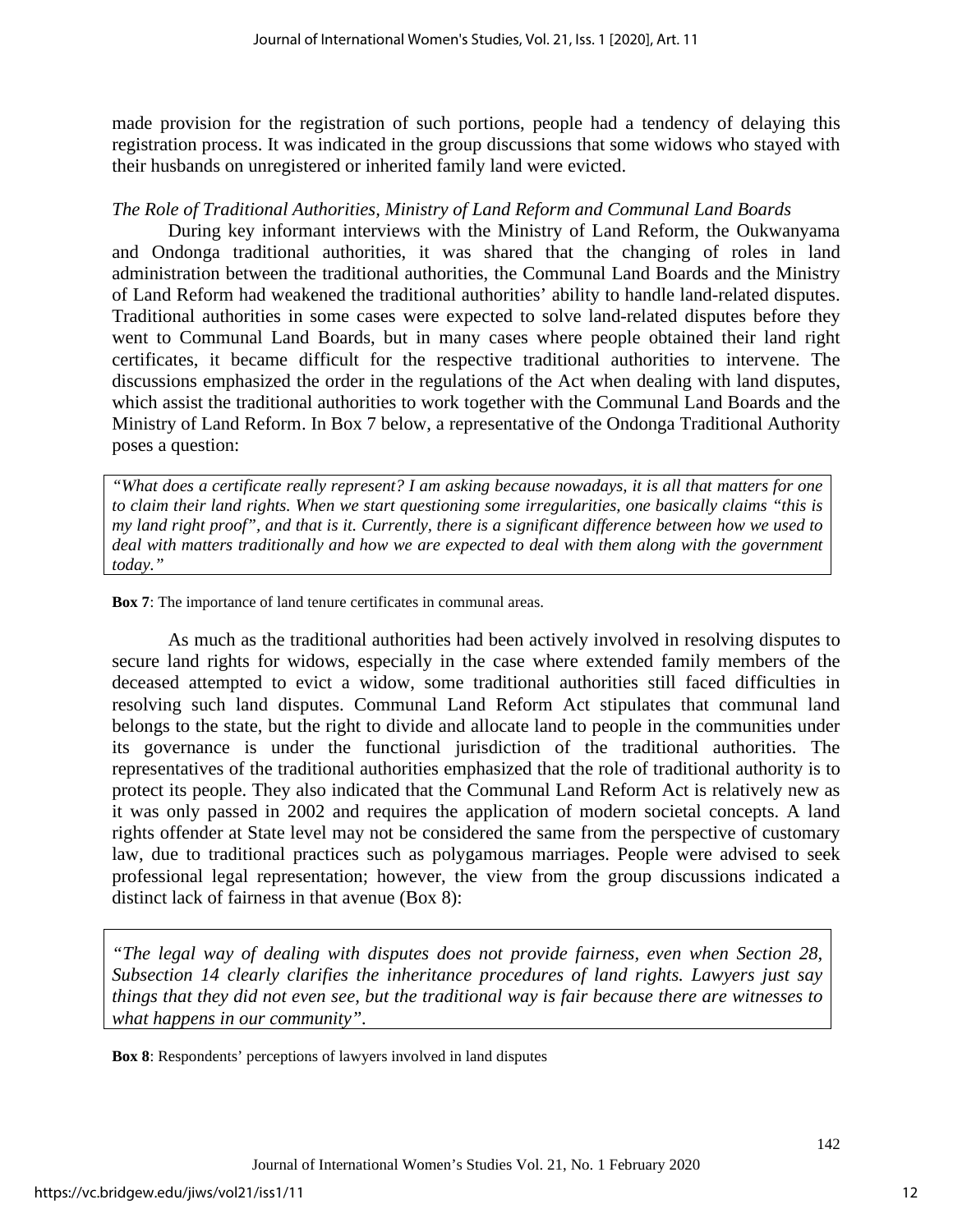made provision for the registration of such portions, people had a tendency of delaying this registration process. It was indicated in the group discussions that some widows who stayed with their husbands on unregistered or inherited family land were evicted.

*The Role of Traditional Authorities, Ministry of Land Reform and Communal Land Boards*

During key informant interviews with the Ministry of Land Reform, the Oukwanyama and Ondonga traditional authorities, it was shared that the changing of roles in land administration between the traditional authorities, the Communal Land Boards and the Ministry of Land Reform had weakened the traditional authorities' ability to handle land-related disputes. Traditional authorities in some cases were expected to solve land-related disputes before they went to Communal Land Boards, but in many cases where people obtained their land right certificates, it became difficult for the respective traditional authorities to intervene. The discussions emphasized the order in the regulations of the Act when dealing with land disputes, which assist the traditional authorities to work together with the Communal Land Boards and the Ministry of Land Reform. In Box 7 below, a representative of the Ondonga Traditional Authority poses a question:

> *"What does a certificate really represent? I am asking because nowadays, it is all that matters for one to claim their land rights. When we start questioning some irregularities, one basically claims "this is my land right proof", and that is it. Currently, there is a significant difference between how we used to deal with matters traditionally and how we are expected to deal with them along with the government today."*

**Box 7**: The importance of land tenure certificates in communal areas.

As much as the traditional authorities had been actively involved in resolving disputes to secure land rights for widows, especially in the case where extended family members of the deceased attempted to evict a widow, some traditional authorities still faced difficulties in resolving such land disputes. Communal Land Reform Act stipulates that communal land belongs to the state, but the right to divide and allocate land to people in the communities under its governance is under the functional jurisdiction of the traditional authorities. The representatives of the traditional authorities emphasized that the role of traditional authority is to protect its people. They also indicated that the Communal Land Reform Act is relatively new as it was only passed in 2002 and requires the application of modern societal concepts. A land rights offender at State level may not be considered the same from the perspective of customary law, due to traditional practices such as polygamous marriages. People were advised to seek professional legal representation; however, the view from the group discussions indicated a distinct lack of fairness in that avenue (Box 8):

> *"The legal way of dealing with disputes does not provide fairness, even when Section 28, Subsection 14 clearly clarifies the inheritance procedures of land rights. Lawyers just say things that they did not even see, but the traditional way is fair because there are witnesses to what happens in our community".*

**Box 8**: Respondents' perceptions of lawyers involved in land disputes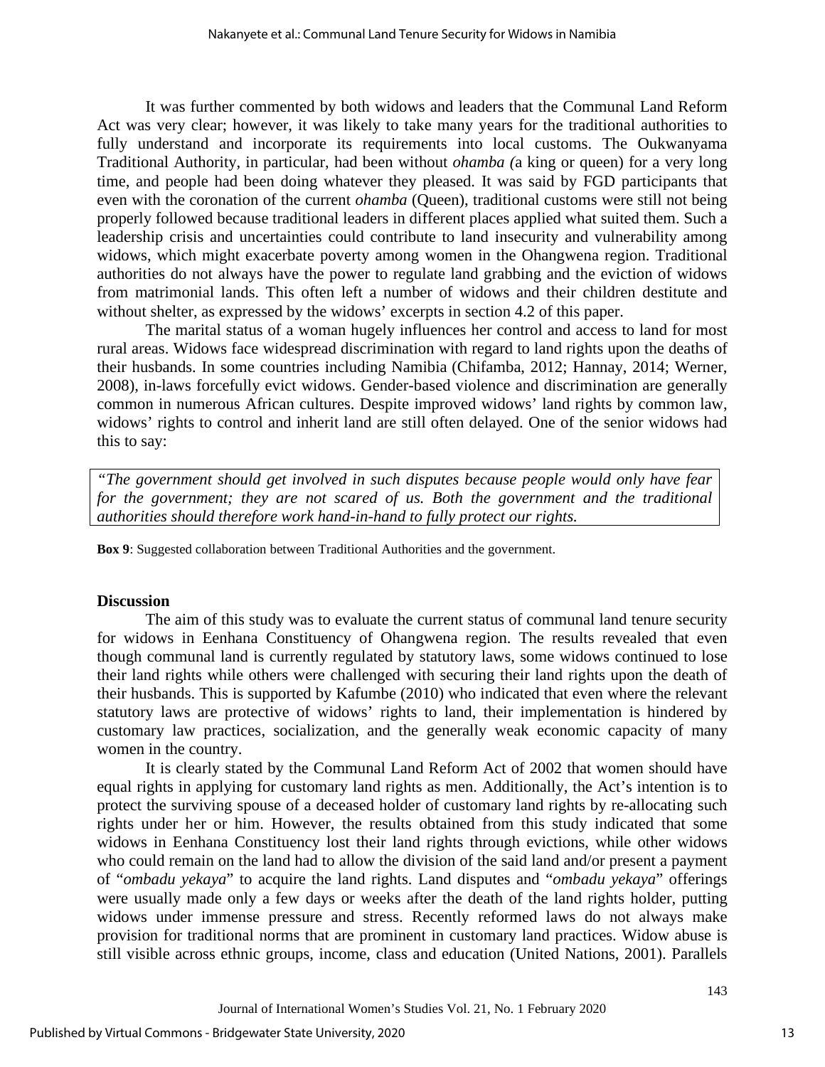It was further commented by both widows and leaders that the Communal Land Reform Act was very clear; however, it was likely to take many years for the traditional authorities to fully understand and incorporate its requirements into local customs. The Oukwanyama Traditional Authority, in particular, had been without *ohamba (*a king or queen) for a very long time, and people had been doing whatever they pleased. It was said by FGD participants that even with the coronation of the current *ohamba* (Queen), traditional customs were still not being properly followed because traditional leaders in different places applied what suited them. Such a leadership crisis and uncertainties could contribute to land insecurity and vulnerability among widows, which might exacerbate poverty among women in the Ohangwena region. Traditional authorities do not always have the power to regulate land grabbing and the eviction of widows from matrimonial lands. This often left a number of widows and their children destitute and without shelter, as expressed by the widows' excerpts in section 4.2 of this paper.

The marital status of a woman hugely influences her control and access to land for most rural areas. Widows face widespread discrimination with regard to land rights upon the deaths of their husbands. In some countries including Namibia (Chifamba, 2012; Hannay, 2014; Werner, 2008), in-laws forcefully evict widows. Gender-based violence and discrimination are generally common in numerous African cultures. Despite improved widows' land rights by common law, widows' rights to control and inherit land are still often delayed. One of the senior widows had this to say:

> "*The government should get involved in such disputes because people would only have fear for the government; they are not scared of us. Both the government and the traditional authorities should therefore work hand-in-hand to fully protect our rights.*

**Box 9**: Suggested collaboration between Traditional Authorities and the government.

## Discussion

The aim of this study was to evaluate the current status of communal land tenure security for widows in Eenhana Constituency of Ohangwena region. The results revealed that even though communal land is currently regulated by statutory laws, some widows continued to lose their land rights while others were challenged with securing their land rights upon the death of their husbands. This is supported by Kafumbe (2010) who indicated that even where the relevant statutory laws are protective of widows' rights to land, their implementation is hindered by customary law practices, socialization, and the generally weak economic capacity of many women in the country.

It is clearly stated by the Communal Land Reform Act of 2002 that women should have equal rights in applying for customary land rights as men. Additionally, the Act's intention is to protect the surviving spouse of a deceased holder of customary land rights by re-allocating such rights under her or him. However, the results obtained from this study indicated that some widows in Eenhana Constituency lost their land rights through evictions, while other widows who could remain on the land had to allow the division of the said land and/or present a payment of "*ombadu yekaya*" to acquire the land rights. Land disputes and "*ombadu yekaya*" offerings were usually made only a few days or weeks after the death of the land rights holder, putting widows under immense pressure and stress. Recently reformed laws do not always make provision for traditional norms that are prominent in customary land practices. Widow abuse is still visible across ethnic groups, income, class and education (United Nations, 2001). Parallels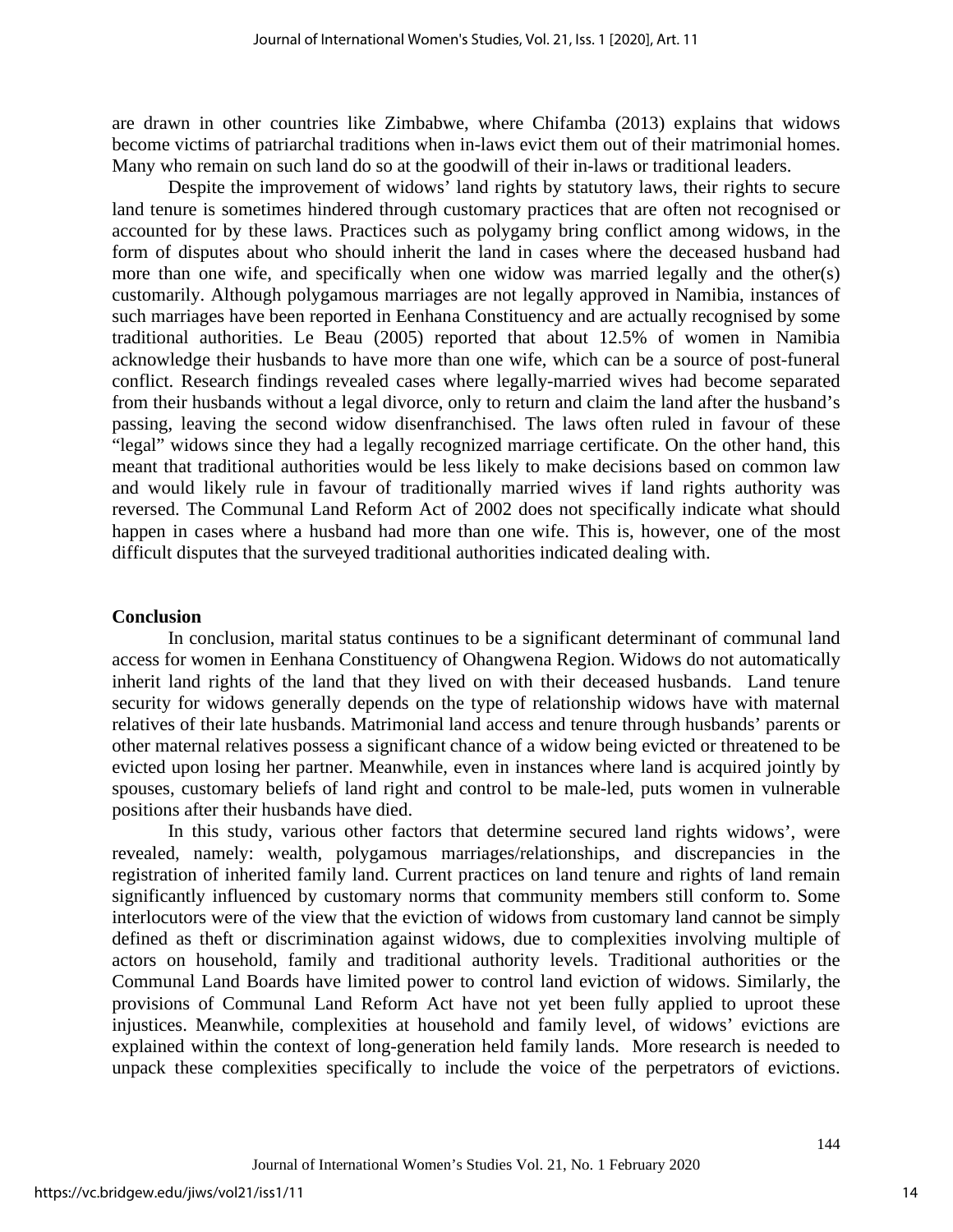are drawn in other countries like Zimbabwe, where Chifamba (2013) explains that widows become victims of patriarchal traditions when in-laws evict them out of their matrimonial homes. Many who remain on such land do so at the goodwill of their in-laws or traditional leaders.

Despite the improvement of widows' land rights by statutory laws, their rights to secure land tenure is sometimes hindered through customary practices that are often not recognised or accounted for by these laws. Practices such as polygamy bring conflict among widows, in the form of disputes about who should inherit the land in cases where the deceased husband had more than one wife, and specifically when one widow was married legally and the other(s) customarily. Although polygamous marriages are not legally approved in Namibia, instances of such marriages have been reported in Eenhana Constituency and are actually recognised by some traditional authorities. Le Beau (2005) reported that about 12.5% of women in Namibia acknowledge their husbands to have more than one wife, which can be a source of post-funeral conflict. Research findings revealed cases where legally-married wives had become separated from their husbands without a legal divorce, only to return and claim the land after the husband's passing, leaving the second widow disenfranchised. The laws often ruled in favour of these "legal" widows since they had a legally recognized marriage certificate. On the other hand, this meant that traditional authorities would be less likely to make decisions based on common law and would likely rule in favour of traditionally married wives if land rights authority was reversed. The Communal Land Reform Act of 2002 does not specifically indicate what should happen in cases where a husband had more than one wife. This is, however, one of the most difficult disputes that the surveyed traditional authorities indicated dealing with.

## Conclusion

In conclusion, marital status continues to be a significant determinant of communal land access for women in Eenhana Constituency of Ohangwena Region. Widows do not automatically inherit land rights of the land that they lived on with their deceased husbands. Land tenure security for widows generally depends on the type of relationship widows have with maternal relatives of their late husbands. Matrimonial land access and tenure through husbands' parents or other maternal relatives possess a significant chance of a widow being evicted or threatened to be evicted upon losing her partner. Meanwhile, even in instances where land is acquired jointly by spouses, customary beliefs of land right and control to be male-led, puts women in vulnerable positions after their husbands have died.

In this study, various other factors that determine secured land rights widows', were revealed, namely: wealth, polygamous marriages/relationships, and discrepancies in the registration of inherited family land. Current practices on land tenure and rights of land remain significantly influenced by customary norms that community members still conform to. Some interlocutors were of the view that the eviction of widows from customary land cannot be simply defined as theft or discrimination against widows, due to complexities involving multiple of actors on household, family and traditional authority levels. Traditional authorities or the Communal Land Boards have limited power to control land eviction of widows. Similarly, the provisions of Communal Land Reform Act have not yet been fully applied to uproot these injustices. Meanwhile, complexities at household and family level, of widows' evictions are explained within the context of long-generation held family lands. More research is needed to unpack these complexities specifically to include the voice of the perpetrators of evictions.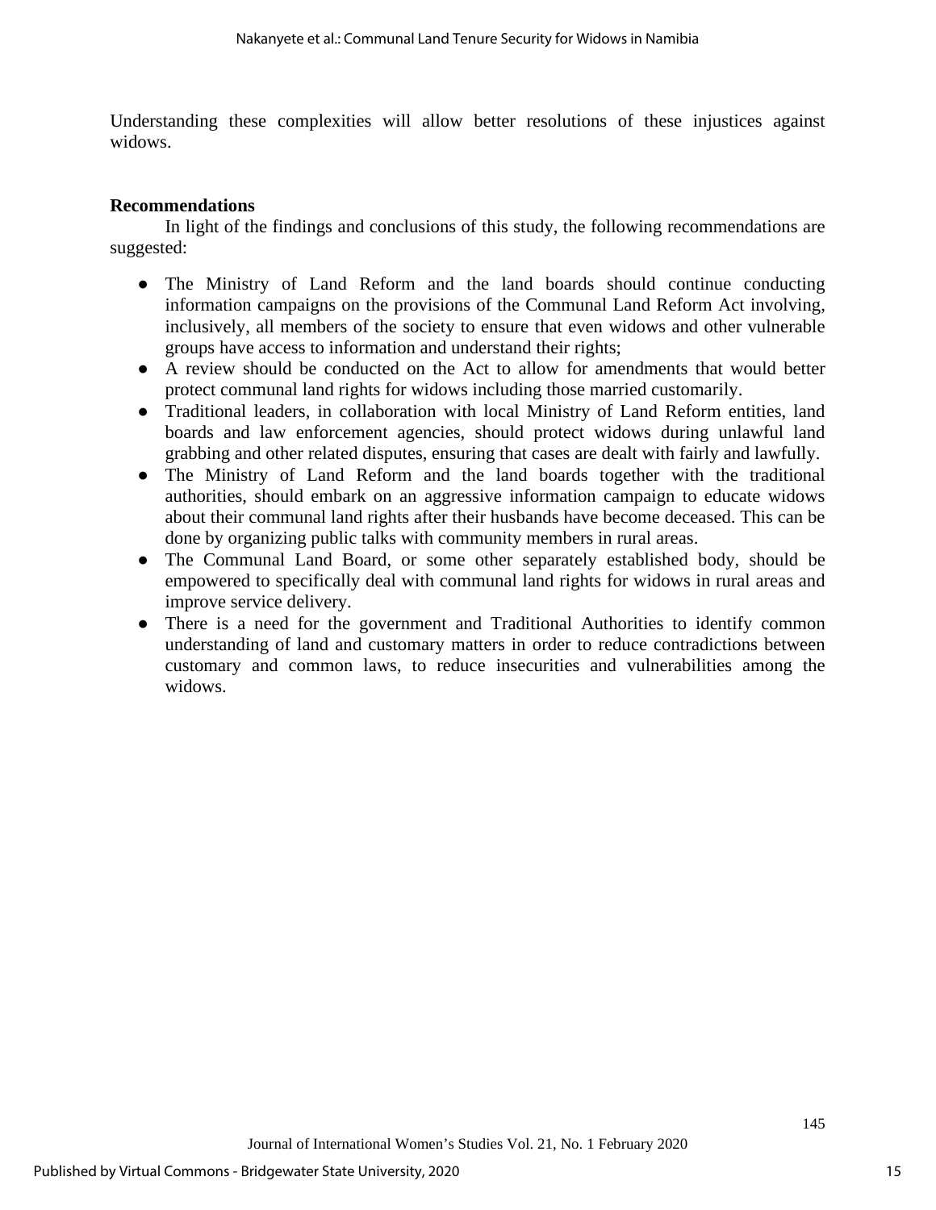Understanding these complexities will allow better resolutions of these injustices against widows.

### Recommendations

In light of the findings and conclusions of this study, the following recommendations are suggested:

- The Ministry of Land Reform and the land boards should continue conducting information campaigns on the provisions of the Communal Land Reform Act involving, inclusively, all members of the society to ensure that even widows and other vulnerable groups have access to information and understand their rights;
- A review should be conducted on the Act to allow for amendments that would better protect communal land rights for widows including those married customarily.
- Traditional leaders, in collaboration with local Ministry of Land Reform entities, land boards and law enforcement agencies, should protect widows during unlawful land grabbing and other related disputes, ensuring that cases are dealt with fairly and lawfully.
- The Ministry of Land Reform and the land boards together with the traditional authorities, should embark on an aggressive information campaign to educate widows about their communal land rights after their husbands have become deceased. This can be done by organizing public talks with community members in rural areas.
- The Communal Land Board, or some other separately established body, should be empowered to specifically deal with communal land rights for widows in rural areas and improve service delivery.
- There is a need for the government and Traditional Authorities to identify common understanding of land and customary matters in order to reduce contradictions between customary and common laws, to reduce insecurities and vulnerabilities among the widows.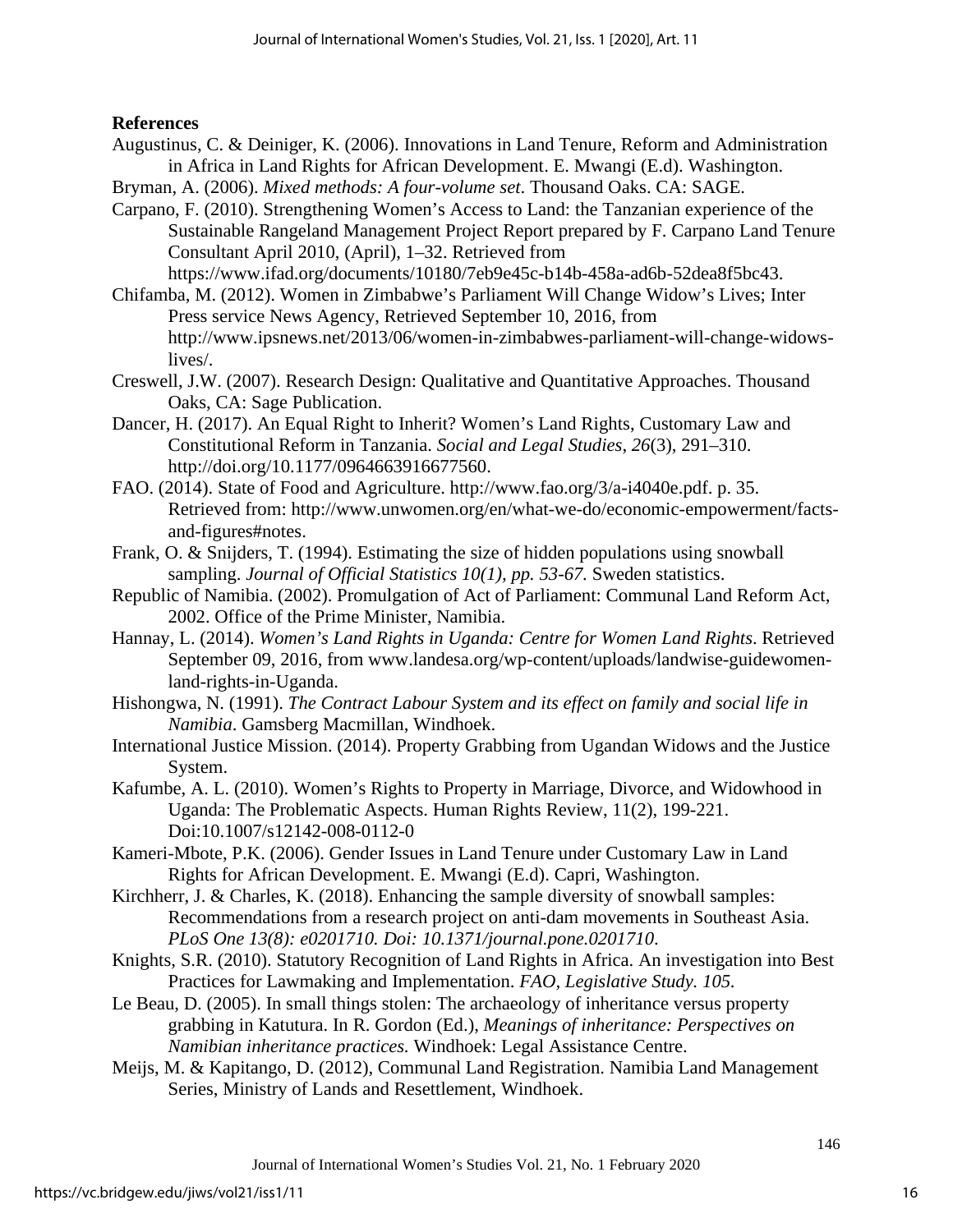**References**

Augustinus, C. & Deiniger, K. (2006). Innovations in Land Tenure, Reform and Administration in Africa in Land Rights for African Development. E. Mwangi (E.d). Washington.

Bryman, A. (2006). *Mixed methods: A four-volume set*. Thousand Oaks. CA: SAGE.

Carpano, F. (2010). Strengthening Women's Access to Land: the Tanzanian experience of the Sustainable Rangeland Management Project Report prepared by F. Carpano Land Tenure Consultant April 2010, (April), 1–32. Retrieved from https://www.ifad.org/documents/10180/7eb9e45c-b14b-458a-ad6b-52dea8f5bc43.

Chifamba, M. (2012). Women in Zimbabwe's Parliament Will Change Widow's Lives; Inter Press service News Agency, Retrieved September 10, 2016, from http://www.ipsnews.net/2013/06/women-in-zimbabwes-parliament-will-change-widows-lives/.

Creswell, J.W. (2007). Research Design: Qualitative and Quantitative Approaches. Thousand Oaks, CA: Sage Publication.

Dancer, H. (2017). An Equal Right to Inherit? Women's Land Rights, Customary Law and Constitutional Reform in Tanzania. *Social and Legal Studies*, *26*(3), 291–310. http://doi.org/10.1177/0964663916677560.

FAO. (2014). State of Food and Agriculture. http://www.fao.org/3/a-i4040e.pdf. p. 35. Retrieved from: http://www.unwomen.org/en/what-we-do/economic-empowerment/facts-and-figures#notes.

Frank, O. & Snijders, T. (1994). Estimating the size of hidden populations using snowball sampling. *Journal of Official Statistics 10(1), pp. 53-67.* Sweden statistics.

Republic of Namibia. (2002). Promulgation of Act of Parliament: Communal Land Reform Act, 2002. Office of the Prime Minister, Namibia.

Hannay, L. (2014). *Women's Land Rights in Uganda: Centre for Women Land Rights*. Retrieved September 09, 2016, from www.landesa.org/wp-content/uploads/landwise-guidewomen-land-rights-in-Uganda.

Hishongwa, N. (1991). *The Contract Labour System and its effect on family and social life in Namibia*. Gamsberg Macmillan, Windhoek.

International Justice Mission. (2014). Property Grabbing from Ugandan Widows and the Justice System.

Kafumbe, A. L. (2010). Women's Rights to Property in Marriage, Divorce, and Widowhood in Uganda: The Problematic Aspects. Human Rights Review, 11(2), 199-221. Doi:10.1007/s12142-008-0112-0

Kameri-Mbote, P.K. (2006). Gender Issues in Land Tenure under Customary Law in Land Rights for African Development. E. Mwangi (E.d). Capri, Washington.

Kirchherr, J. & Charles, K. (2018). Enhancing the sample diversity of snowball samples: Recommendations from a research project on anti-dam movements in Southeast Asia. *PLoS One 13(8): e0201710. Doi: 10.1371/journal.pone.0201710.*

Knights, S.R. (2010). Statutory Recognition of Land Rights in Africa. An investigation into Best Practices for Lawmaking and Implementation. *FAO, Legislative Study. 105.*

Le Beau, D. (2005). In small things stolen: The archaeology of inheritance versus property grabbing in Katutura. In R. Gordon (Ed.), *Meanings of inheritance: Perspectives on Namibian inheritance practices.* Windhoek: Legal Assistance Centre.

Meijs, M. & Kapitango, D. (2012), Communal Land Registration. Namibia Land Management Series, Ministry of Lands and Resettlement, Windhoek.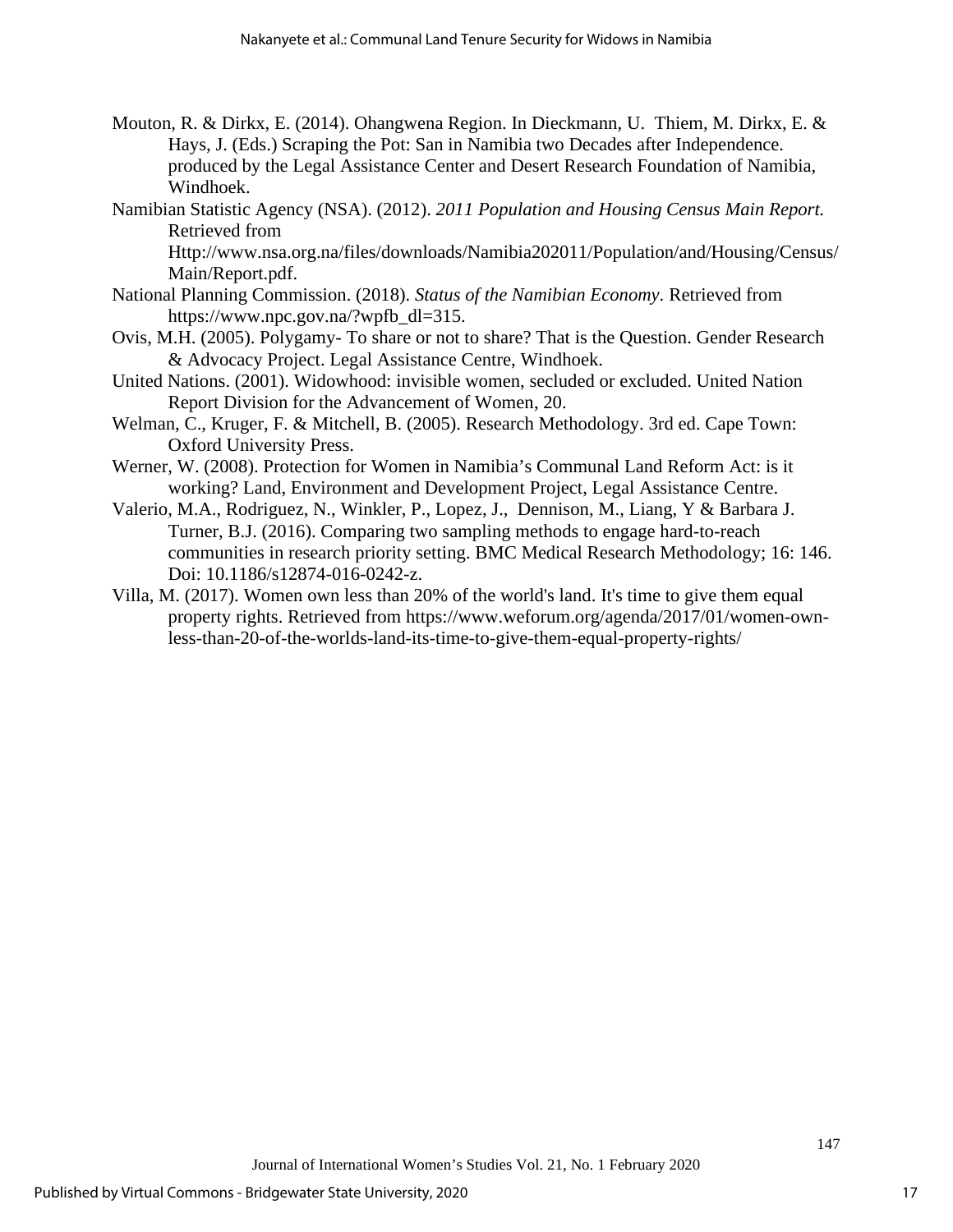Mouton, R. & Dirkx, E. (2014). Ohangwena Region. In Dieckmann, U. Thiem, M. Dirkx, E. & Hays, J. (Eds.) Scraping the Pot: San in Namibia two Decades after Independence. produced by the Legal Assistance Center and Desert Research Foundation of Namibia, Windhoek.

Namibian Statistic Agency (NSA). (2012). *2011 Population and Housing Census Main Report.* Retrieved from Http://www.nsa.org.na/files/downloads/Namibia202011/Population/and/Housing/Census/Main/Report.pdf.

National Planning Commission. (2018). *Status of the Namibian Economy*. Retrieved from https://www.npc.gov.na/?wpfb_dl=315.

Ovis, M.H. (2005). Polygamy- To share or not to share? That is the Question. Gender Research & Advocacy Project. Legal Assistance Centre, Windhoek.

United Nations. (2001). Widowhood: invisible women, secluded or excluded. United Nation Report Division for the Advancement of Women, 20.

Welman, C., Kruger, F. & Mitchell, B. (2005). Research Methodology. 3rd ed. Cape Town: Oxford University Press.

Werner, W. (2008). Protection for Women in Namibia's Communal Land Reform Act: is it working? Land, Environment and Development Project, Legal Assistance Centre.

Valerio, M.A., Rodriguez, N., Winkler, P., Lopez, J., Dennison, M., Liang, Y & Barbara J. Turner, B.J. (2016). Comparing two sampling methods to engage hard-to-reach communities in research priority setting. BMC Medical Research Methodology; 16: 146. Doi: 10.1186/s12874-016-0242-z.

Villa, M. (2017). Women own less than 20% of the world's land. It's time to give them equal property rights. Retrieved from https://www.weforum.org/agenda/2017/01/women-own-less-than-20-of-the-worlds-land-its-time-to-give-them-equal-property-rights/